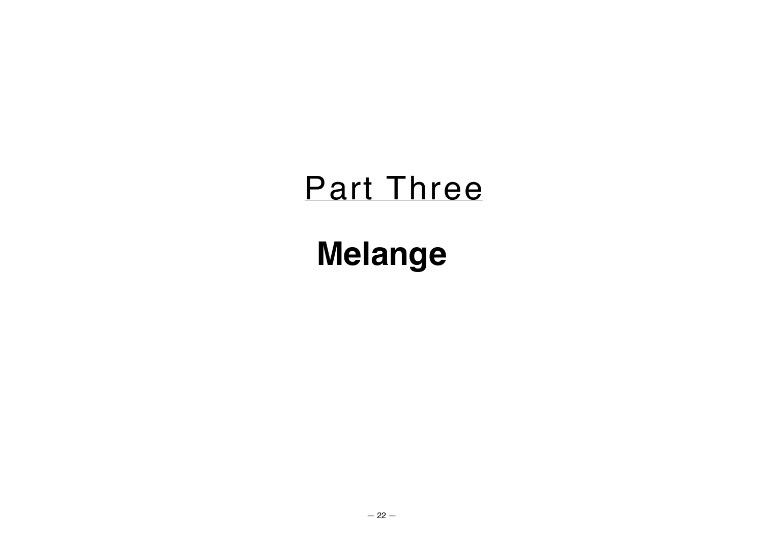# Part Three

## **Melange**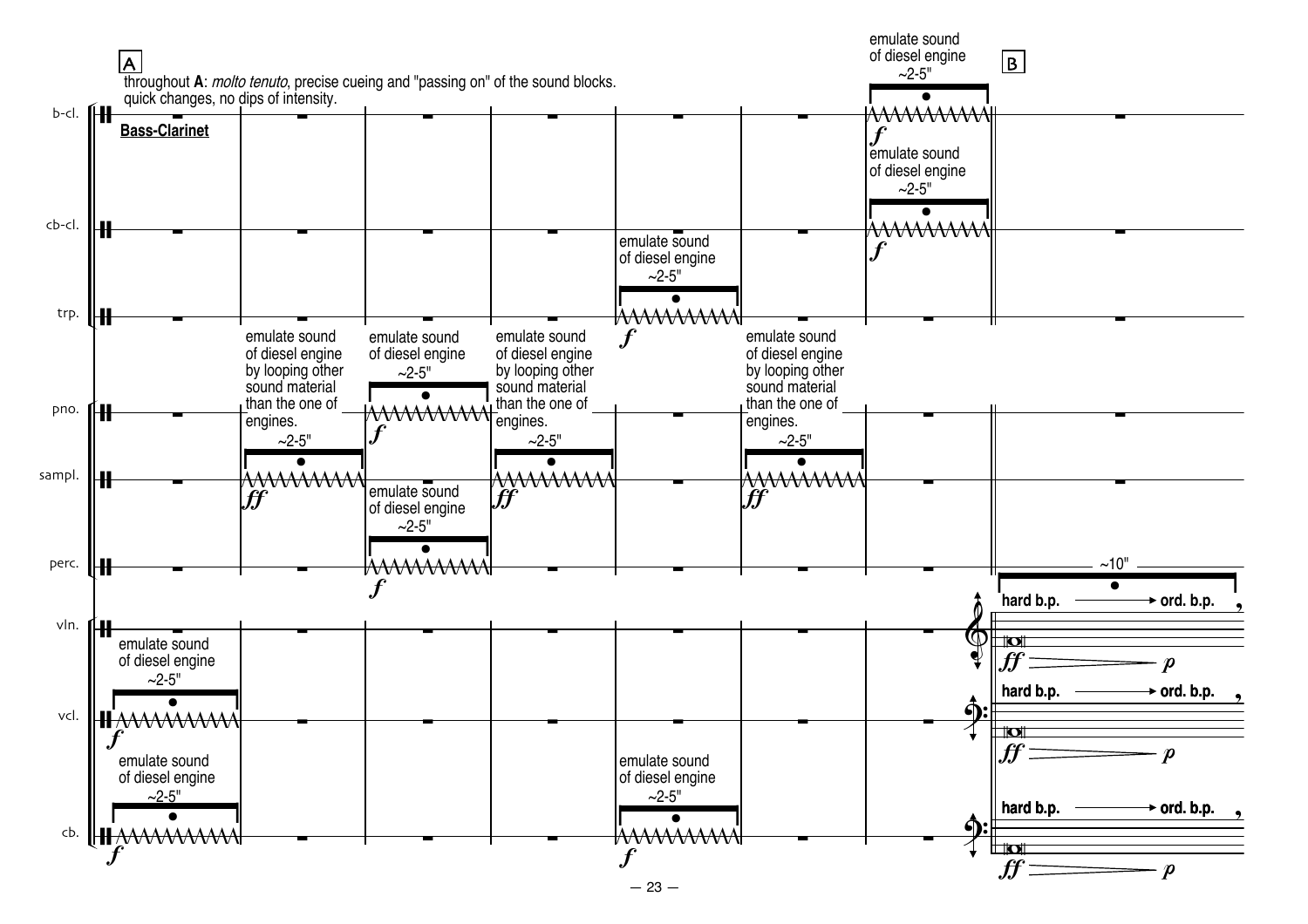A

throughout **A**: *molto tenuto*, precise cueing and "passing on" of the sound blocks. quick changes, no dips of intensity.

**Bass-Clarinet**

b-cl. — emulate sound of diesel engine ~2-5" *f*

cb-cl. — emulate sound of diesel engine ~2-5" *f*

trp. — emulate sound of diesel engine ~2-5" *f*

pno. — emulate sound of diesel engine ~2-5" *f*

sampl. — emulate sound of diesel engine by looping other sound material than the one of engines. ~2-5" *ff*

perc. — emulate sound of diesel engine ~2-5" *f*

vcl. — emulate sound of diesel engine ~2-5" *f*

cb. — emulate sound of diesel engine ~2-5" *f*

B

~10"

vln. — hard b.p. → ord. b.p. *ff* > *p*

vcl. — hard b.p. → ord. b.p. *ff* > *p*

cb. — hard b.p. → ord. b.p. *ff* > *p*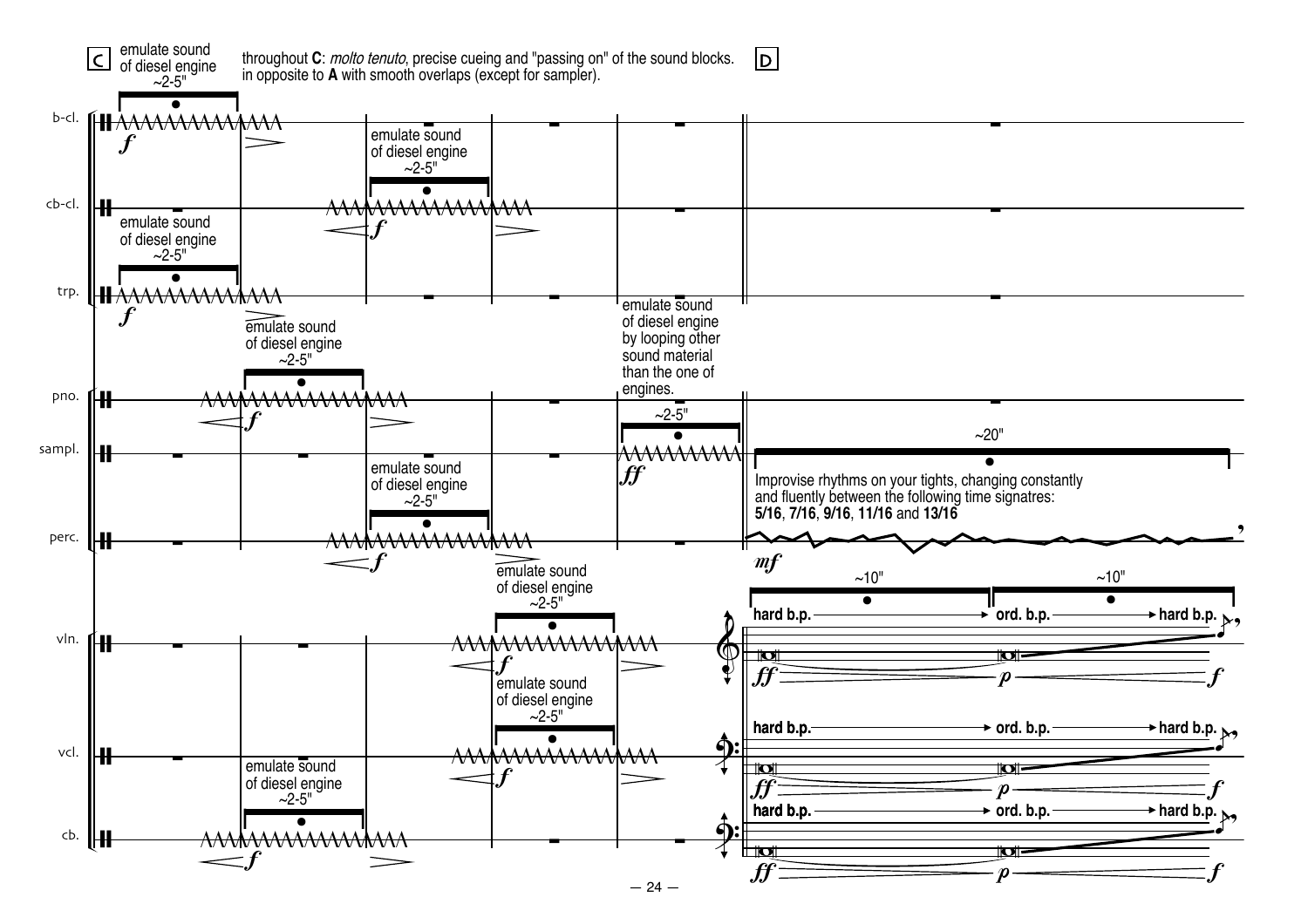C

emulate sound of diesel engine ~2-5"

throughout **C**: *molto tenuto*, precise cueing and "passing on" of the sound blocks. in opposite to **A** with smooth overlaps (except for sampler).

D

b-cl.

cb-cl.

trp.

pno.

sampl.

perc.

vln.

vcl.

cb.

emulate sound of diesel engine ~2-5"

emulate sound of diesel engine by looping other sound material than the one of engines.

~2-5"

*ff*

~20"

Improvise rhythms on your tights, changing constantly and fluently between the following time signatres: **5/16**, **7/16**, **9/16**, **11/16** and **13/16**

*mf*

~10" ~10"

**hard b.p.** → **ord. b.p.** → **hard b.p.**

*ff* — *p* — *f*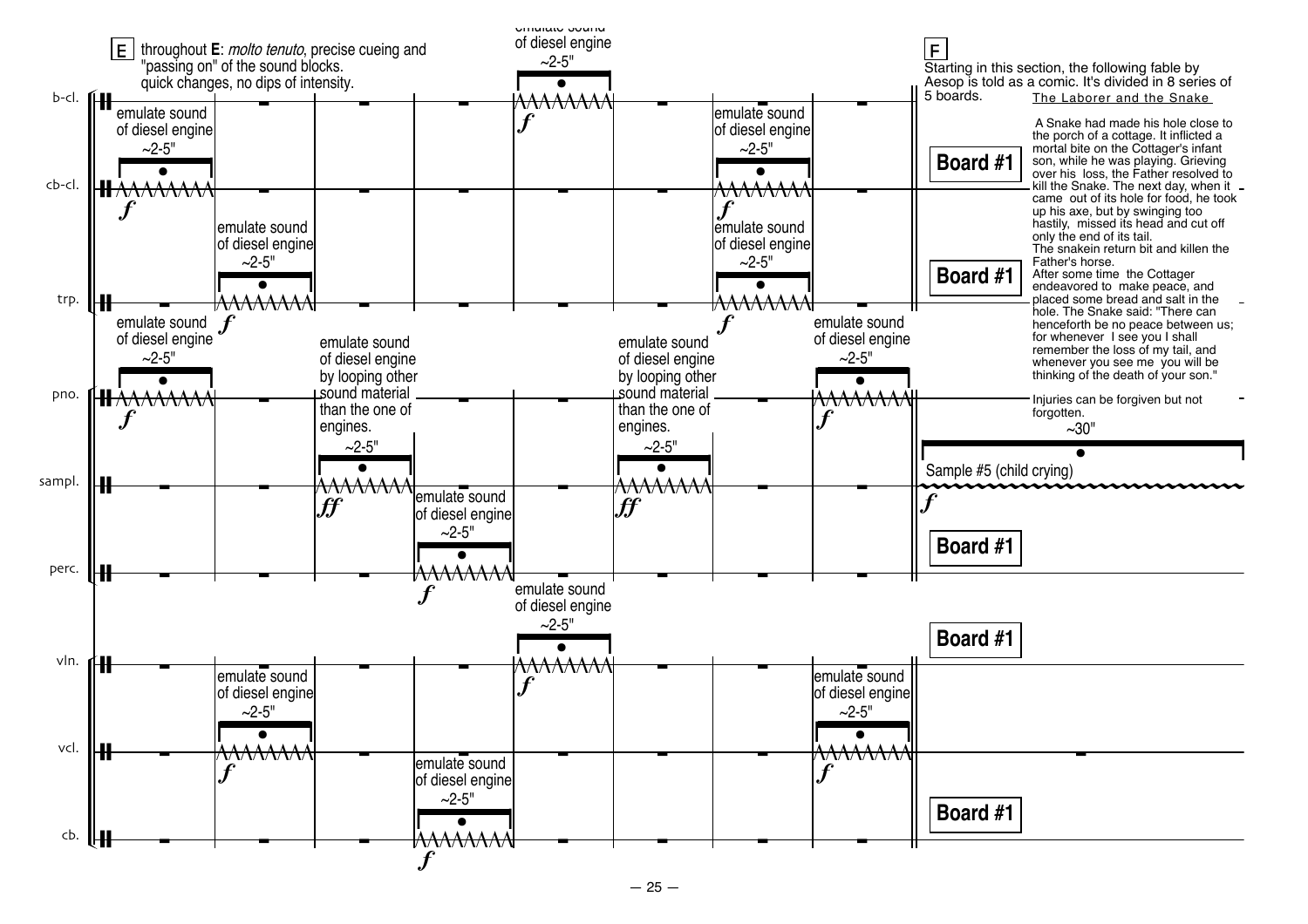E throughout **E**: *molto tenuto*, precise cueing and "passing on" of the sound blocks. quick changes, no dips of intensity.

b-cl. — emulate sound of diesel engine ~2-5" *f* (bar 1); emulate sound of diesel engine ~2-5" *f* (bar 5); emulate sound of diesel engine ~2-5" *f* (bar 7)

cb-cl. — emulate sound of diesel engine ~2-5" *f* (bar 2); emulate sound of diesel engine ~2-5" *f* (bar 7)

trp. — emulate sound of diesel engine ~2-5" *f* (bar 1); emulate sound of diesel engine ~2-5" *f* (bar 8)

pno. — emulate sound of diesel engine by looping other sound material than the one of engines. ~2-5" *ff* (bar 3); emulate sound of diesel engine by looping other sound material than the one of engines. ~2-5" *ff* (bar 6)

sampl. — emulate sound of diesel engine ~2-5" *f* (bar 4)

perc.

vln. — emulate sound of diesel engine ~2-5" *f* (bar 5)

vcl. — emulate sound of diesel engine ~2-5" *f* (bar 2); emulate sound of diesel engine ~2-5" *f* (bar 8)

cb. — emulate sound of diesel engine ~2-5" *f* (bar 4)

F Starting in this section, the following fable by Aesop is told as a comic. It's divided in 8 series of 5 boards.

The Laborer and the Snake

A Snake had made his hole close to the porch of a cottage. It inflicted a mortal bite on the Cottager's infant son, while he was playing. Grieving over his loss, the Father resolved to kill the Snake. The next day, when it came out of its hole for food, he took up his axe, but by swinging too hastily, missed its head and cut off only the end of its tail.
The snakein return bit and killen the Father's horse.
After some time the Cottager endeavored to make peace, and placed some bread and salt in the hole. The Snake said: "There can henceforth be no peace between us; for whenever I see you I shall remember the loss of my tail, and whenever you see me you will be thinking of the death of your son."

Injuries can be forgiven but not forgotten.

**Board #1** (b-cl./cb-cl.) — **Board #1** (trp.) — ~30" Sample #5 (child crying) *f* (pno.) — **Board #1** (sampl./perc.) — **Board #1** (vln.) — **Board #1** (vcl./cb.)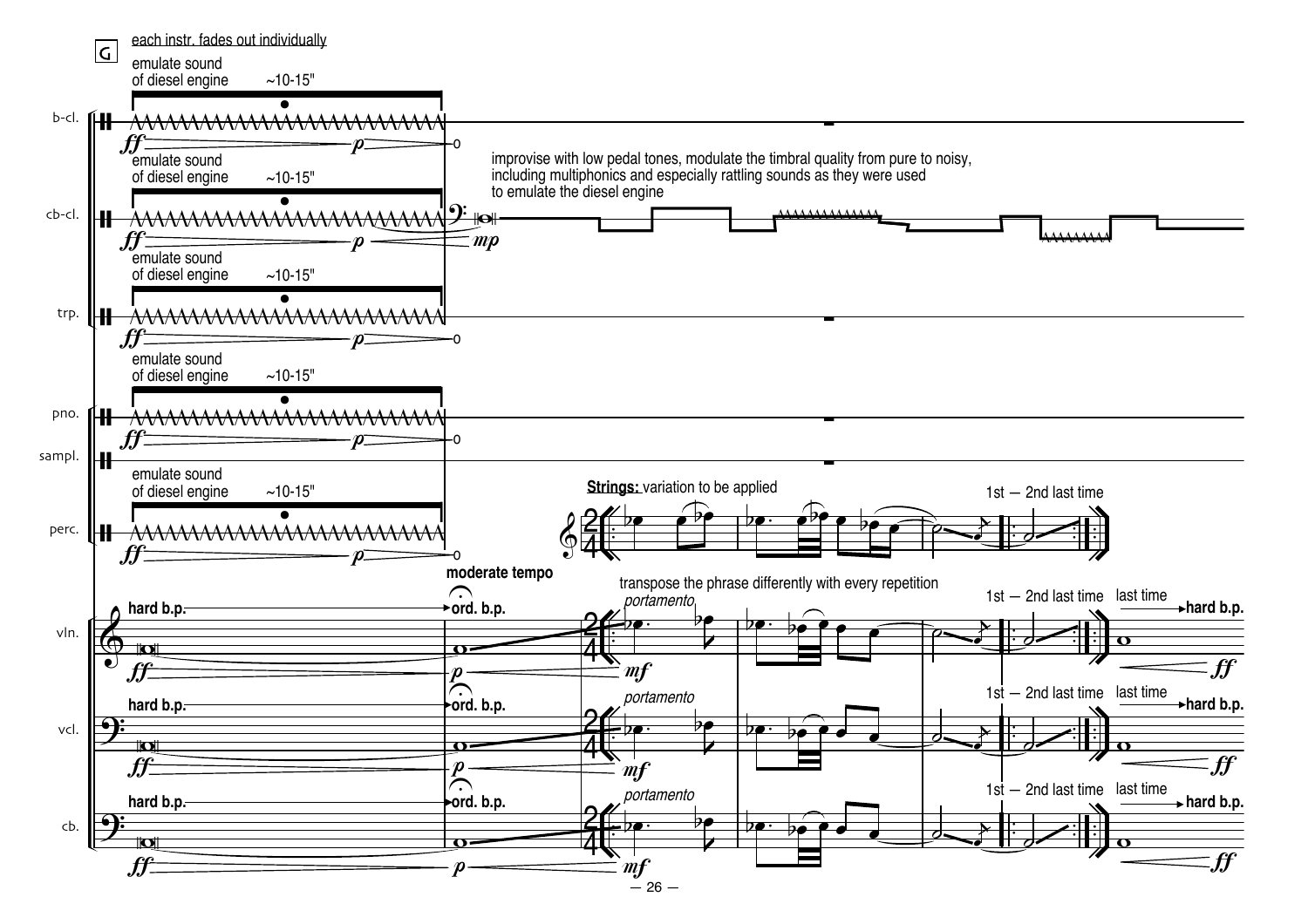G

each instr. fades out individually

b-cl. — emulate sound of diesel engine ~10-15" — *ff* — *p* — o

cb-cl. — emulate sound of diesel engine ~10-15" — *ff* — *p* — *mp*

improvise with low pedal tones, modulate the timbral quality from pure to noisy, including multiphonics and especially rattling sounds as they were used to emulate the diesel engine

trp. — emulate sound of diesel engine ~10-15" — *ff* — *p* — o

pno. — emulate sound of diesel engine ~10-15" — *ff* — *p* — o

sampl.

perc. — emulate sound of diesel engine ~10-15" — *ff* — *p* — o

**Strings:** variation to be applied

1st – 2nd last time

moderate tempo

transpose the phrase differently with every repetition

vln. — **hard b.p.** — *ff* — **ord. b.p.** — *p* — *portamento* — *mf* — 1st – 2nd last time — last time — **hard b.p.** — *ff*

vcl. — **hard b.p.** — *ff* — **ord. b.p.** — *p* — *portamento* — *mf* — 1st – 2nd last time — last time — **hard b.p.** — *ff*

cb. — **hard b.p.** — *ff* — **ord. b.p.** — *p* — *portamento* — *mf* — 1st – 2nd last time — last time — **hard b.p.** — *ff*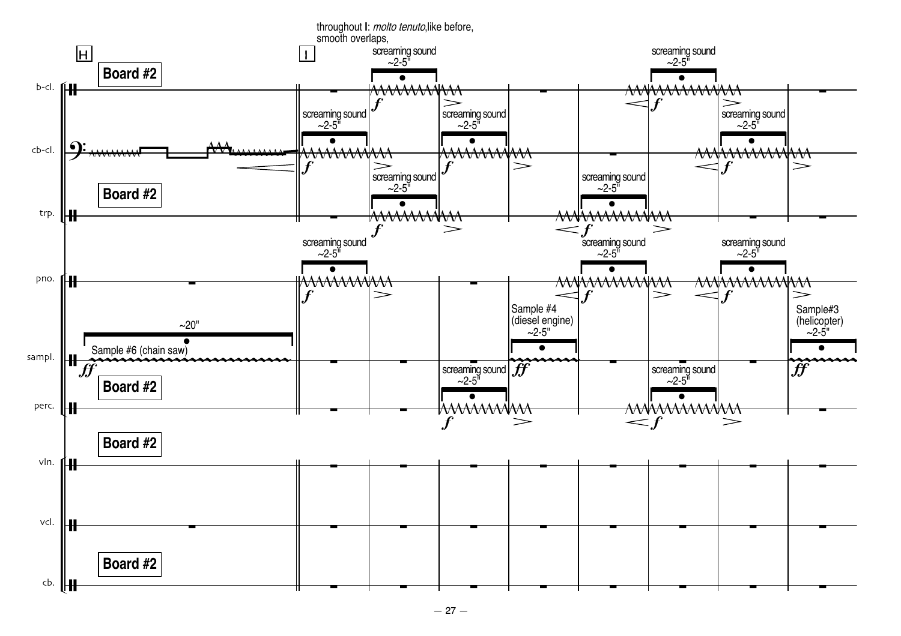**H**

**I**

throughout **I**: *molto tenuto*, like before, smooth overlaps,

**Board #2**

b-cl.

cb-cl.

trp.

pno.

sampl.

perc.

vln.

vcl.

cb.

screaming sound ~2-5"

Sample #6 (chain saw) ~20"

Sample #4 (diesel engine) ~2-5"

Sample#3 (helicopter) ~2-5"

*f* *ff*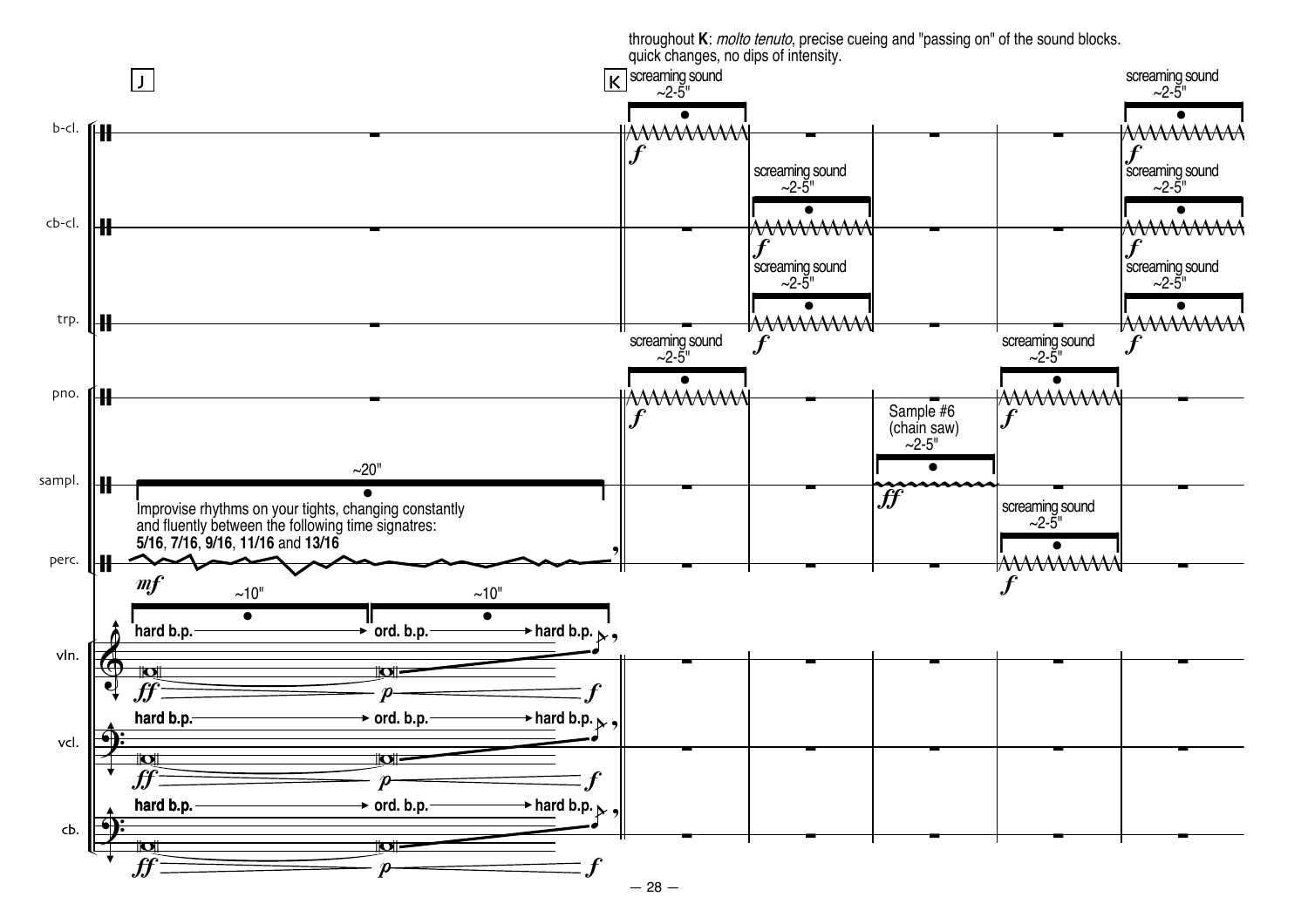throughout **K**: *molto tenuto*, precise cueing and "passing on" of the sound blocks.
quick changes, no dips of intensity.

J

K

b-cl.

cb-cl.

trp.

pno.

sampl.

perc.

vln.

vcl.

cb.

screaming sound
~2-5"

*f*

screaming sound
~2-5"

*f*

screaming sound
~2-5"

*f*

screaming sound
~2-5"

*f*

screaming sound
~2-5"

*f*

screaming sound
~2-5"

*f*

screaming sound
~2-5"

*f*

screaming sound
~2-5"

*f*

Sample #6
(chain saw)
~2-5"

*ff*

screaming sound
~2-5"

*f*

~20"

Improvise rhythms on your tights, changing constantly and fluently between the following time signatres:
**5/16**, **7/16**, **9/16**, **11/16** and **13/16**

*mf*

~10" ~10"

**hard b.p.** → **ord. b.p.** → **hard b.p.**

*ff* — *p* — *f*

**hard b.p.** → **ord. b.p.** → **hard b.p.**

*ff* — *p* — *f*

**hard b.p.** → **ord. b.p.** → **hard b.p.**

*ff* — *p* — *f*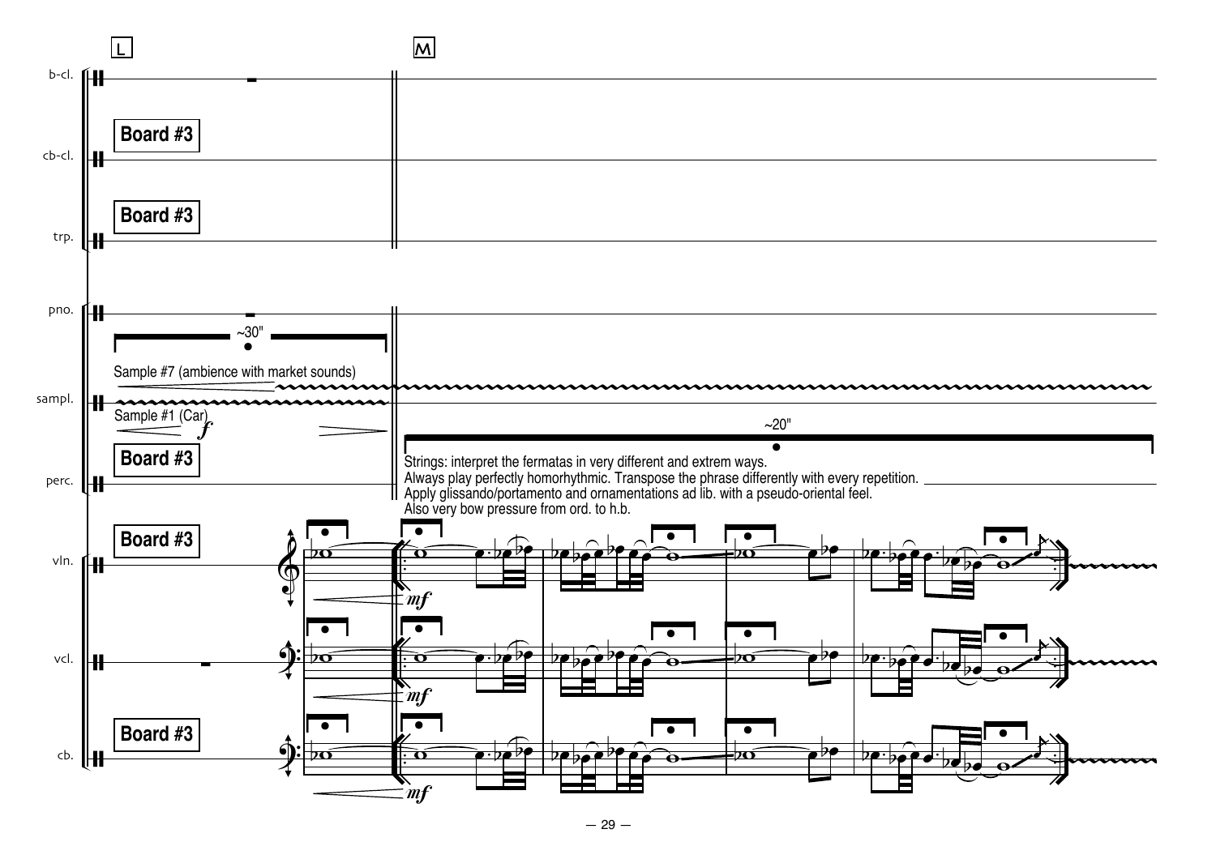L

M

b-cl.

Board #3

cb-cl.

Board #3

trp.

pno.

~30"

Sample #7 (ambience with market sounds)

sampl.

Sample #1 (Car)

*f*

~20"

Board #3

Strings: interpret the fermatas in very different and extrem ways.
Always play perfectly homorhythmic. Transpose the phrase differently with every repetition.
Apply glissando/portamento and ornamentations ad lib. with a pseudo-oriental feel.
Also very bow pressure from ord. to h.b.

perc.

Board #3

vln.

*mf*

vcl.

*mf*

Board #3

cb.

*mf*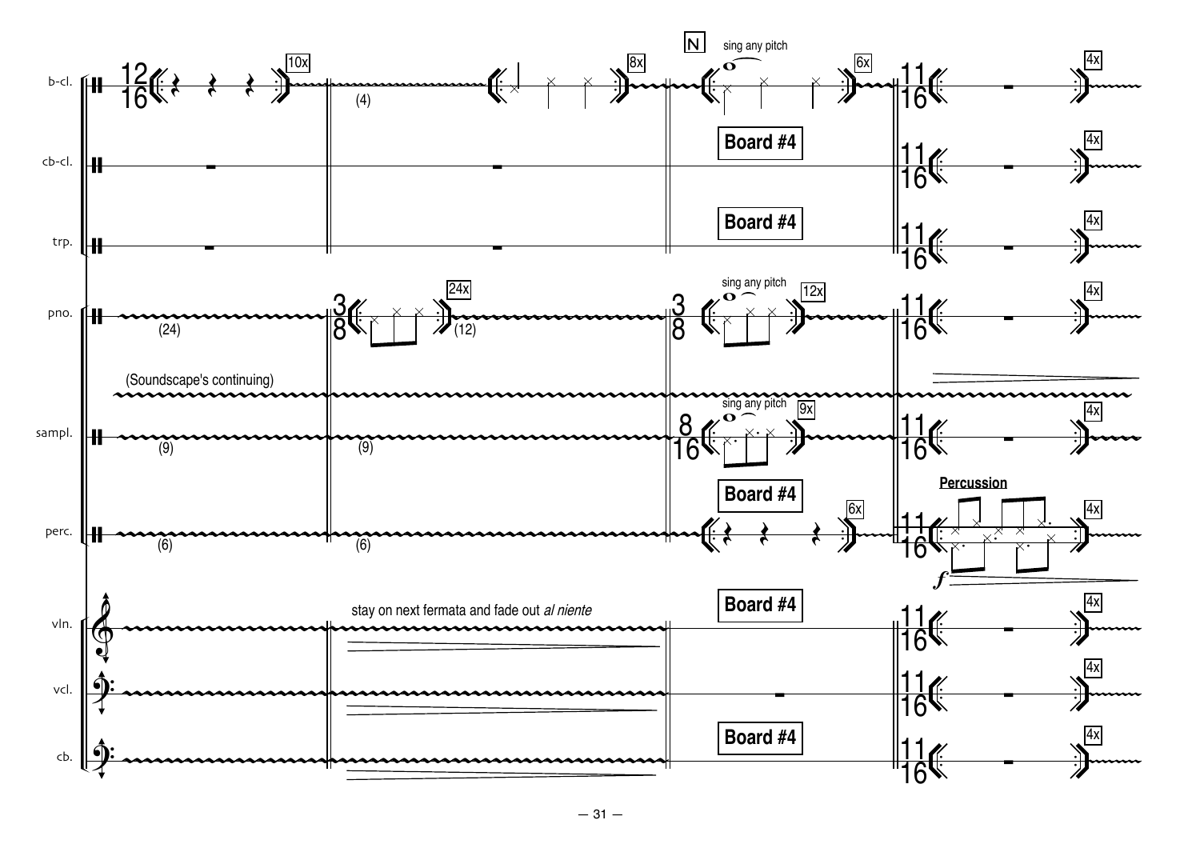b-cl. · cb-cl. · trp. · pno. · sampl. · perc. · vln. · vcl. · cb.

12/16 — 10x — (4) — 8x

**N** — sing any pitch — 6x

**Board #4**

3/8 — 24x — (24) — (12)

sing any pitch — 12x

(Soundscape's continuing)

(9) — (9)

sing any pitch — 9x — 8/16

(6) — (6) — 6x

stay on next fermata and fade out *al niente*

11/16 — 4x

**Percussion**

*f*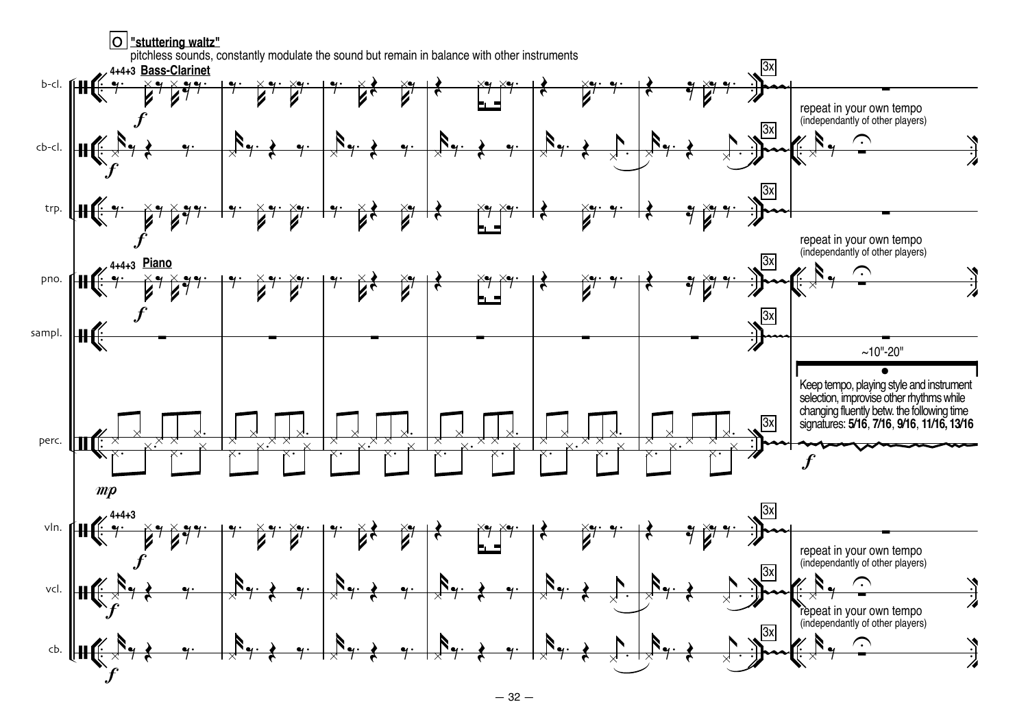O **"stuttering waltz"**

pitchless sounds, constantly modulate the sound but remain in balance with other instruments

**4+4+3** **Bass-Clarinet**

b-cl. — $f$ — 3x

cb-cl. — $f$ — 3x — repeat in your own tempo (independantly of other players)

trp. — $f$ — 3x

**4+4+3** **Piano**

pno. — $f$ — 3x — repeat in your own tempo (independantly of other players)

sampl. — 3x

perc. — $mp$ — 3x — ~10"-20" — Keep tempo, playing style and instrument selection, improvise other rhythms while changing fluently betw. the following time signatures: **5/16**, **7/16**, **9/16**, **11/16, 13/16** — $f$

**4+4+3**

vln. — $f$ — 3x — repeat in your own tempo (independantly of other players)

vcl. — $f$ — 3x — repeat in your own tempo (independantly of other players)

cb. — $f$ — 3x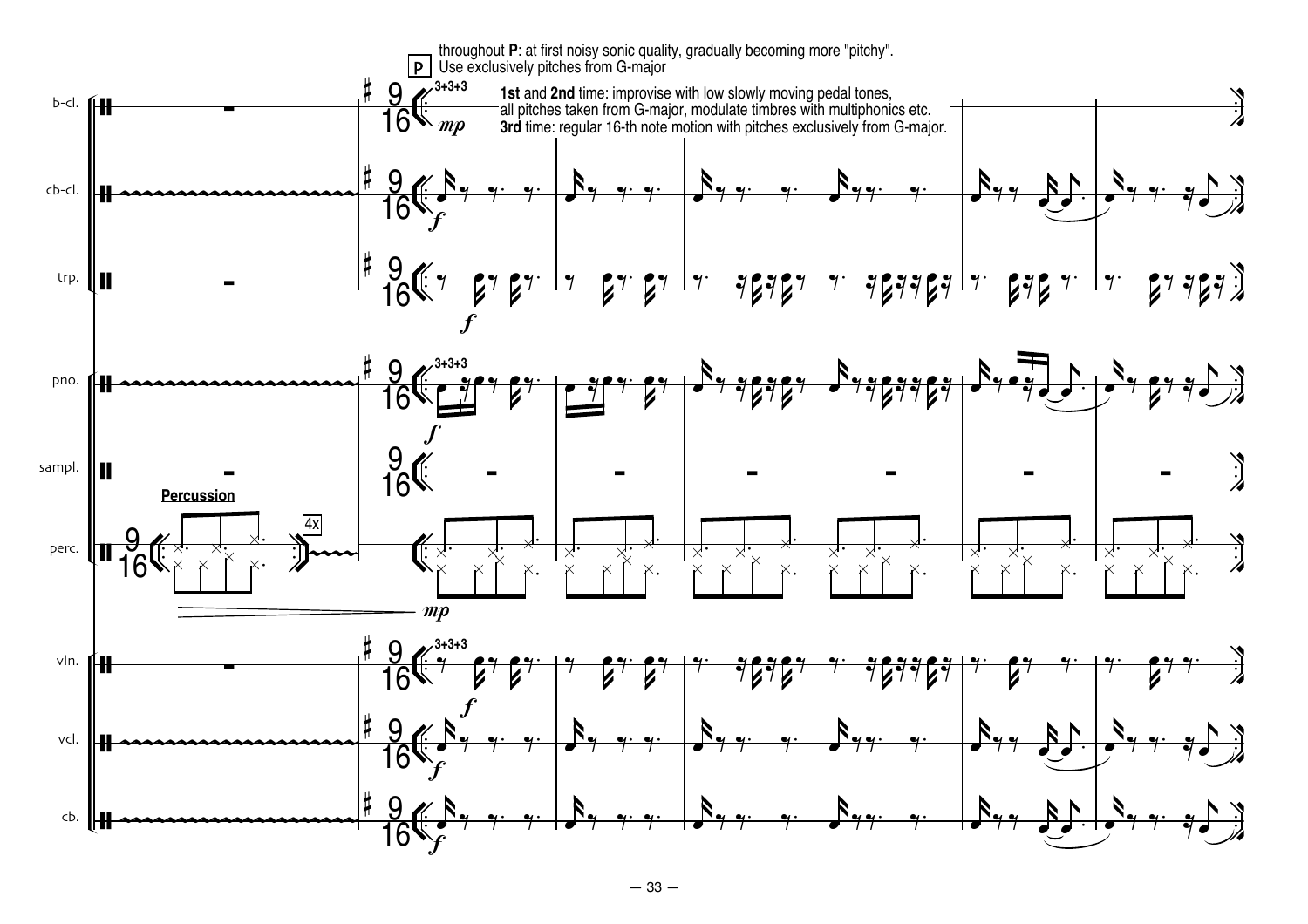P throughout **P**: at first noisy sonic quality, gradually becoming more "pitchy".
Use exclusively pitches from G-major

**1st** and **2nd** time: improvise with low slowly moving pedal tones, all pitches taken from G-major, modulate timbres with multiphonics etc.
**3rd** time: regular 16-th note motion with pitches exclusively from G-major.

b-cl.

cb-cl.

trp.

pno.

sampl.

**Percussion**

perc.

4x

vln.

vcl.

cb.

3+3+3

*mp*

*f*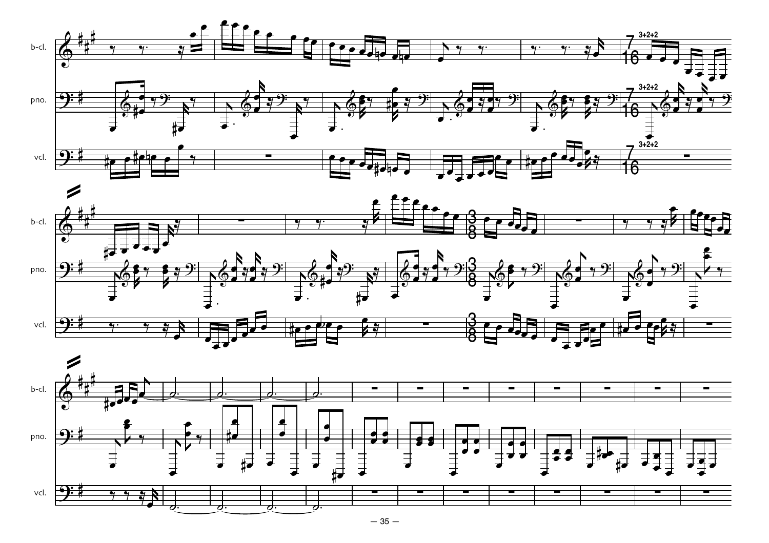b-cl.

pno.

vcl.

b-cl.

pno.

vcl.

b-cl.

pno.

vcl.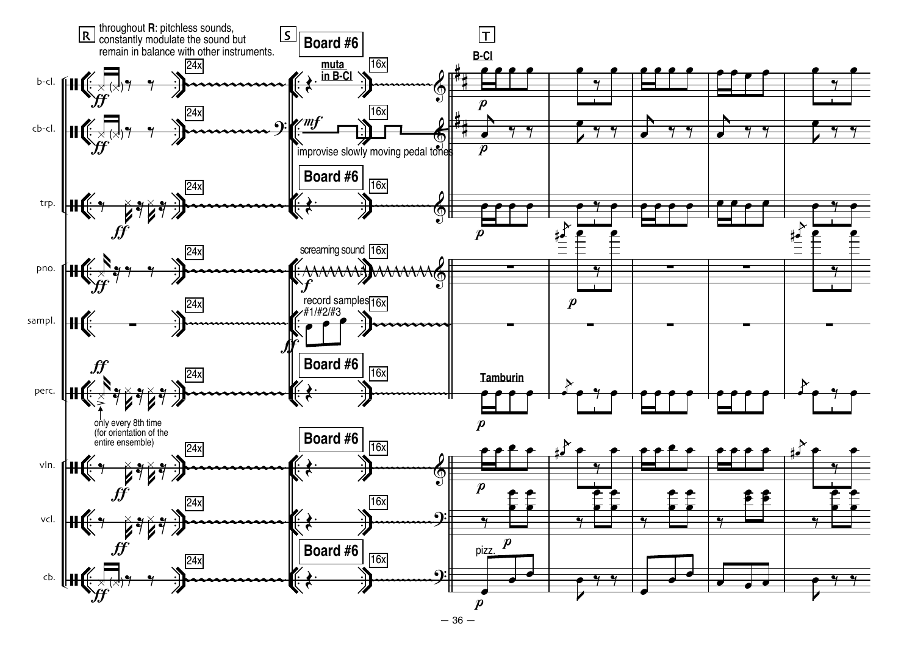R throughout **R**: pitchless sounds, constantly modulate the sound but remain in balance with other instruments.

S

T

**Board #6**

muta in B-Cl

improvise slowly moving pedal tones

screaming sound

record samples #1/#2/#3

only every 8th time (for orientation of the entire ensemble)

B-Cl

Tamburin

pizz.

b-cl.

cb-cl.

trp.

pno.

sampl.

perc.

vln.

vcl.

cb.

24x

16x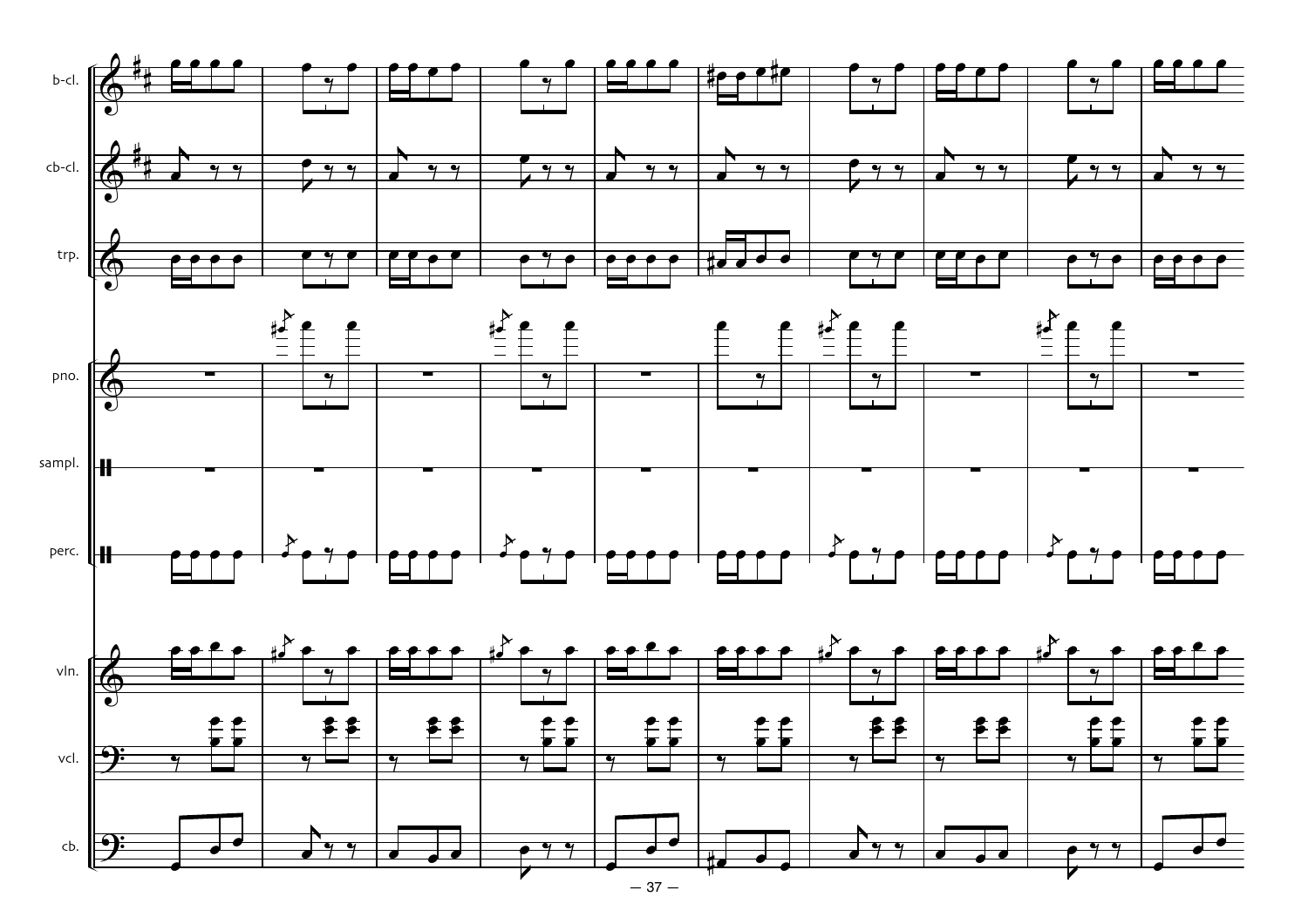b-cl.

cb-cl.

trp.

pno.

sampl.

perc.

vln.

vcl.

cb.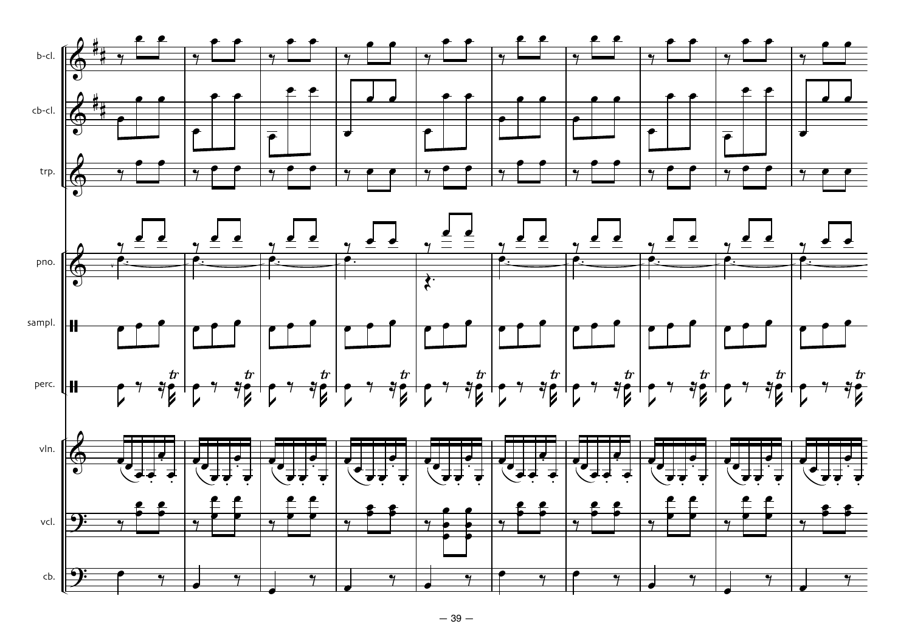b-cl.

cb-cl.

trp.

pno.

sampl.

perc.

vln.

vcl.

cb.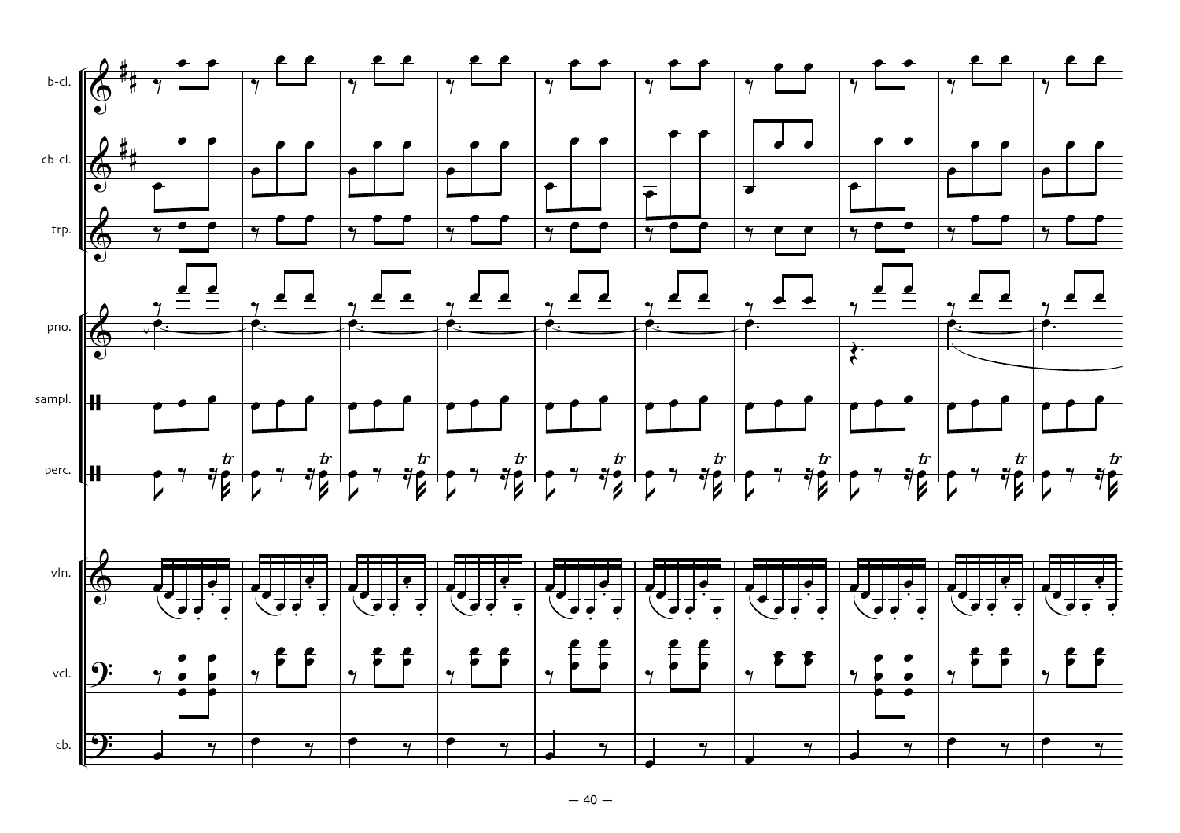b-cl.

cb-cl.

trp.

pno.

sampl.

perc.

vln.

vcl.

cb.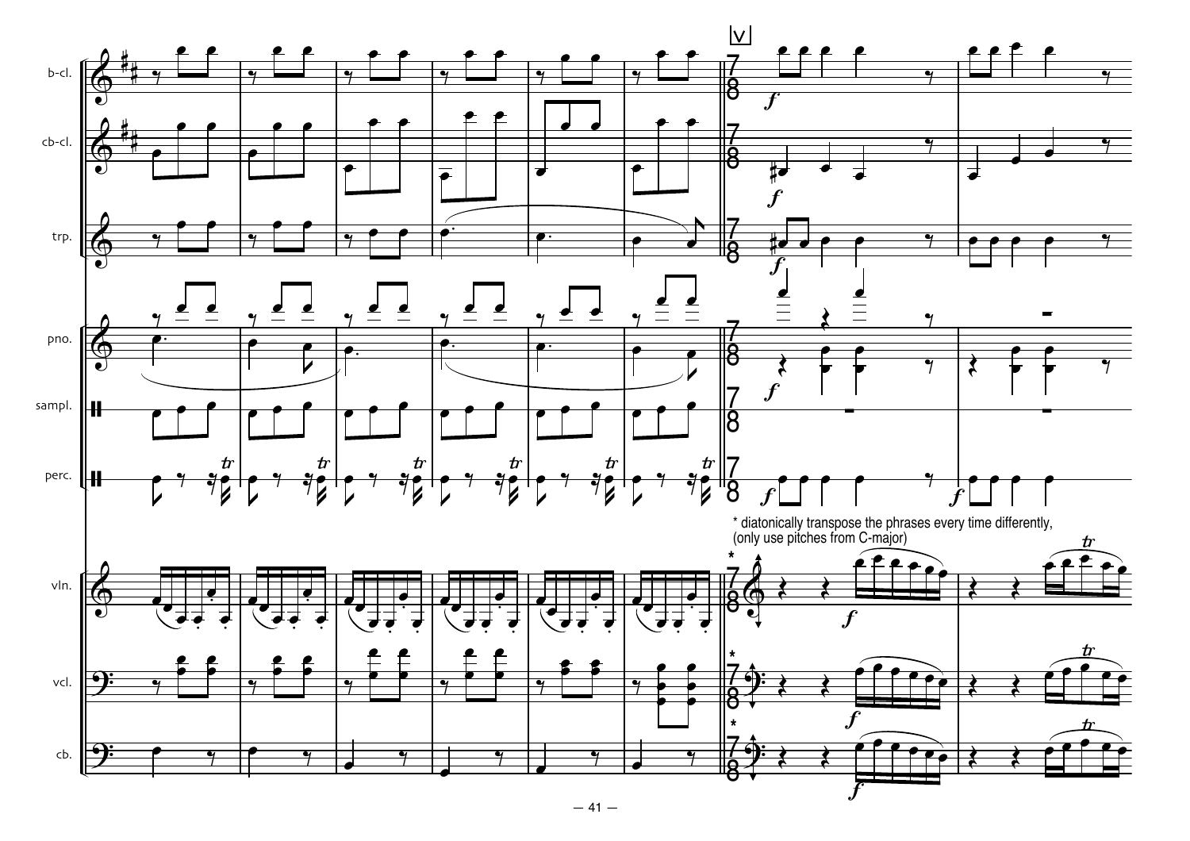* diatonically transpose the phrases every time differently,
(only use pitches from C-major)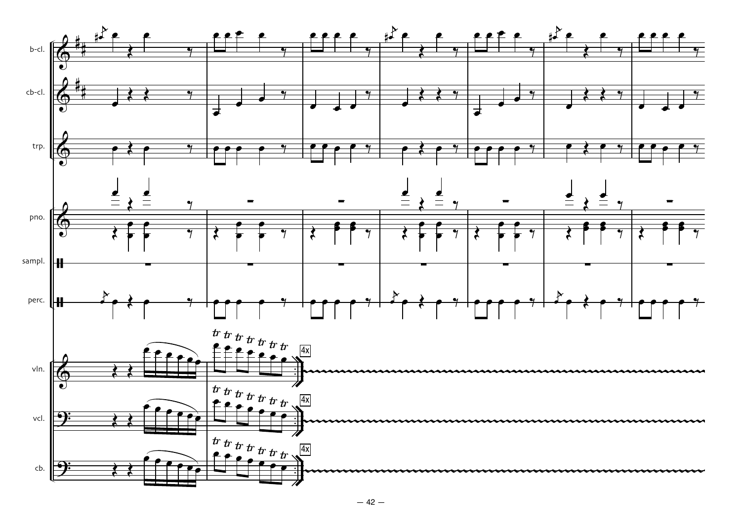b-cl.

cb-cl.

trp.

pno.

sampl.

perc.

vln.

vcl.

cb.

4x

4x

4x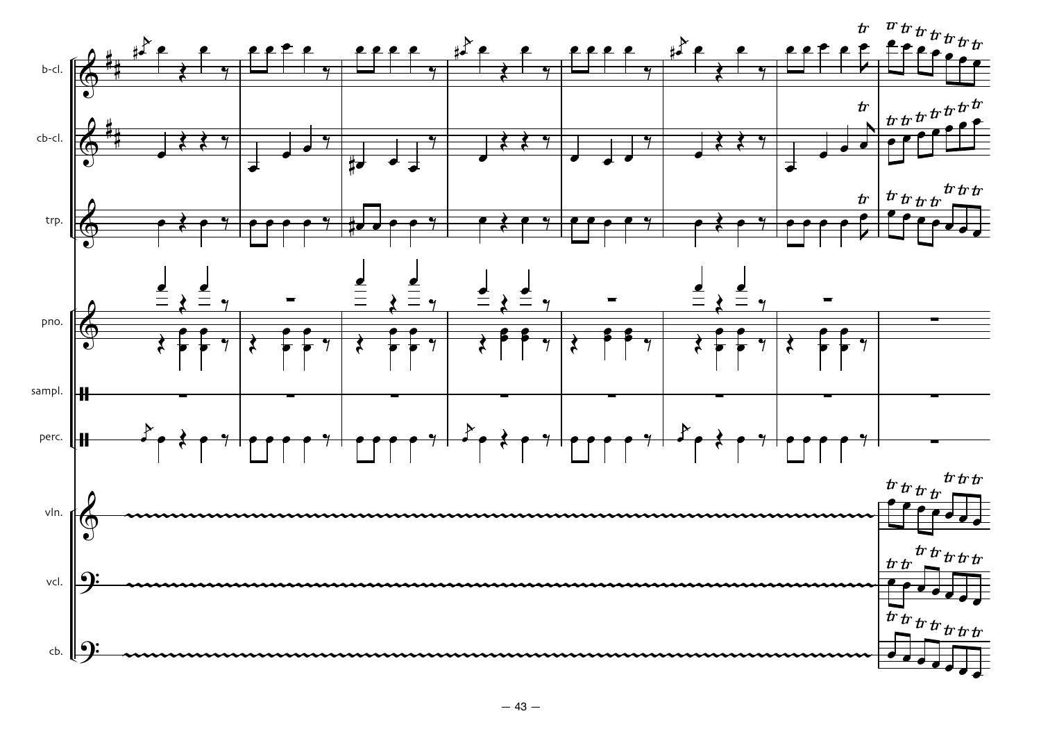b-cl.

cb-cl.

trp.

pno.

sampl.

perc.

vln.

vcl.

cb.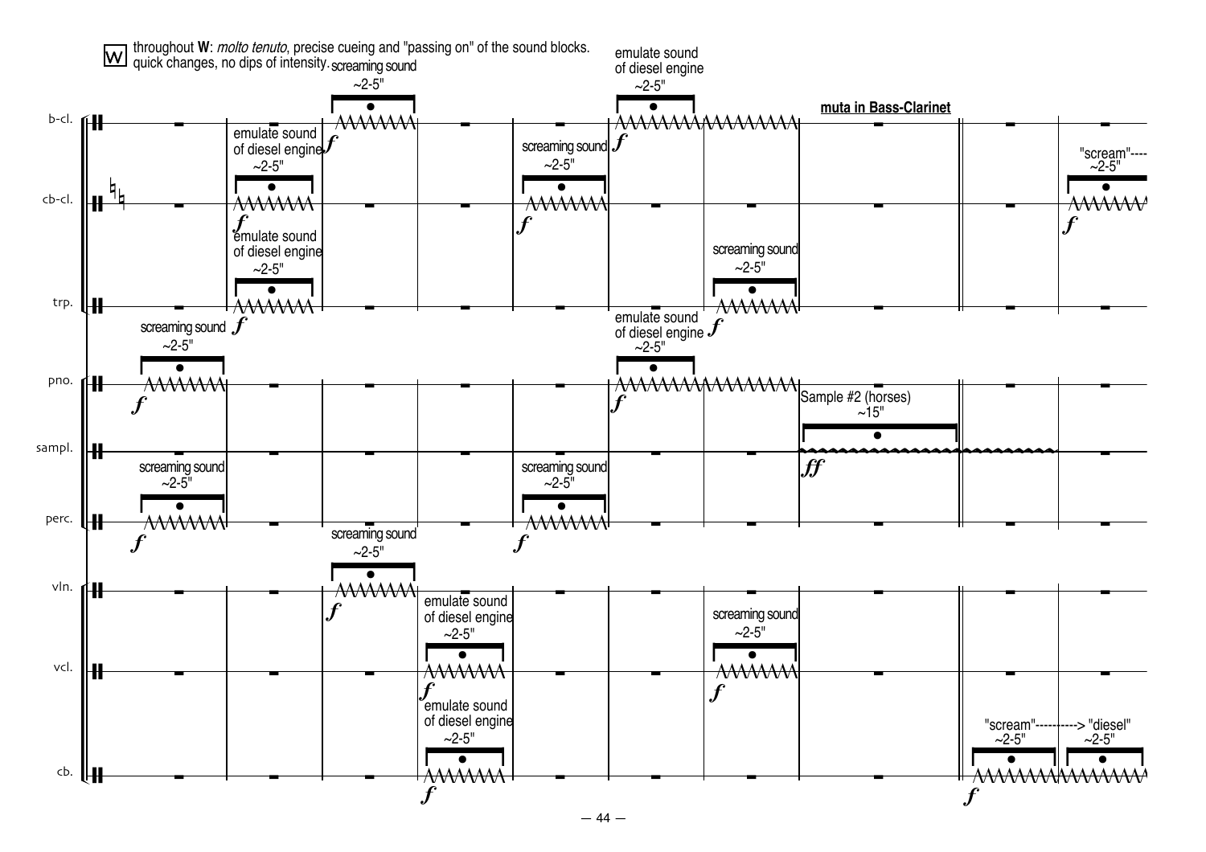W throughout **W**: *molto tenuto*, precise cueing and "passing on" of the sound blocks. quick changes, no dips of intensity.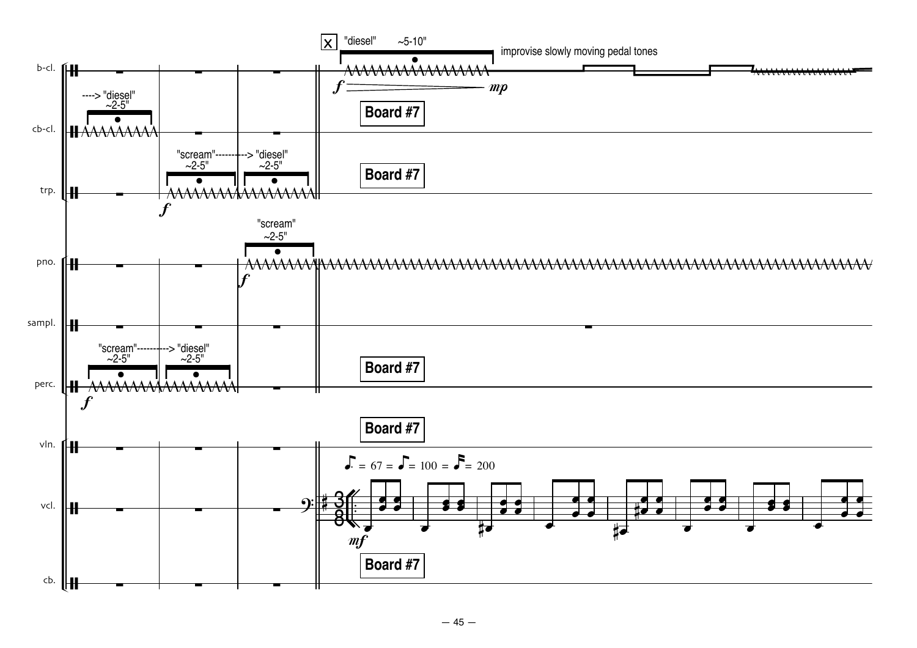b-cl.

cb-cl.

trp.

pno.

sampl.

perc.

vln.

vcl.

cb.

----> "diesel" ~2-5"

"scream"----------> "diesel" ~2-5" ~2-5"

"scream" ~2-5"

"scream"----------> "diesel" ~2-5" ~2-5"

X "diesel" ~5-10"

improvise slowly moving pedal tones

*f* *mp*

Board #7

Board #7

Board #7

Board #7

Board #7

$♪. = 67 = ♪ = 100 = 𝅘𝅥𝅯 = 200$

*mf*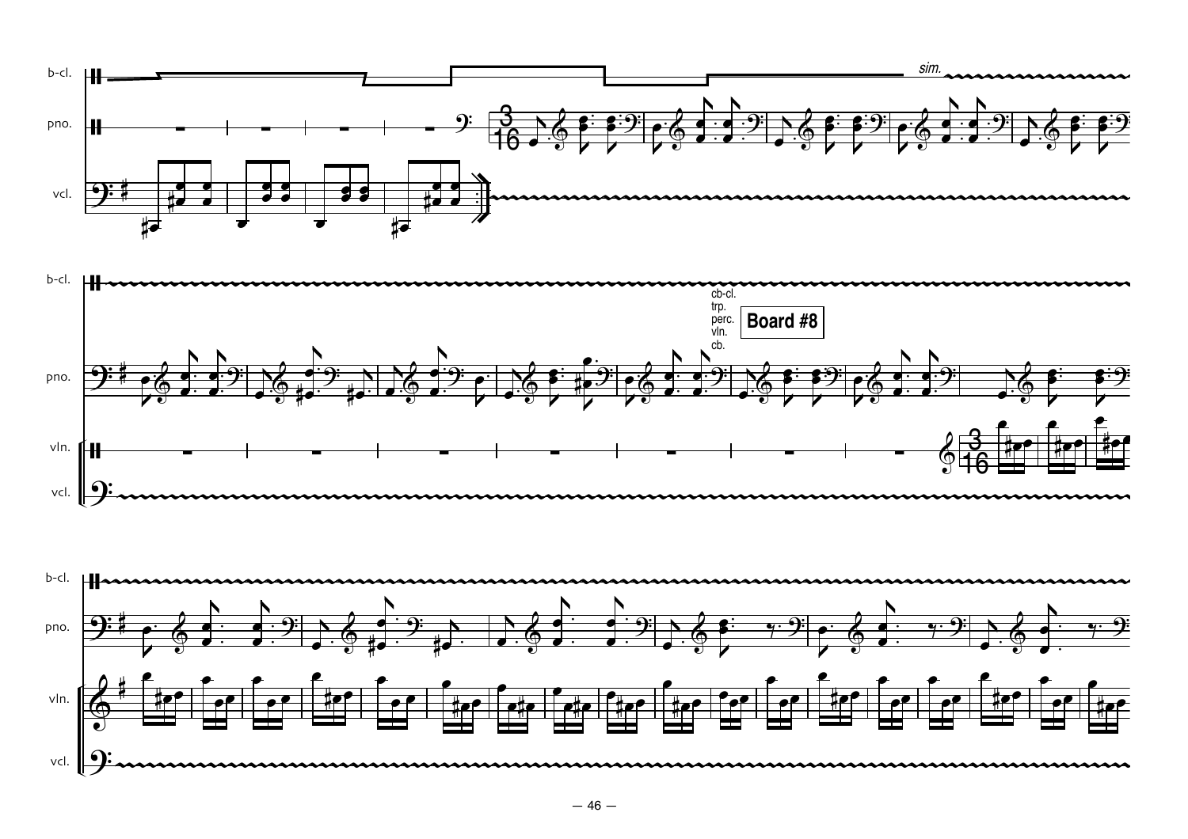b-cl.

pno.

vcl.

*sim.*

cb-cl.
trp.
perc.
vln.
cb.

**Board #8**

vln.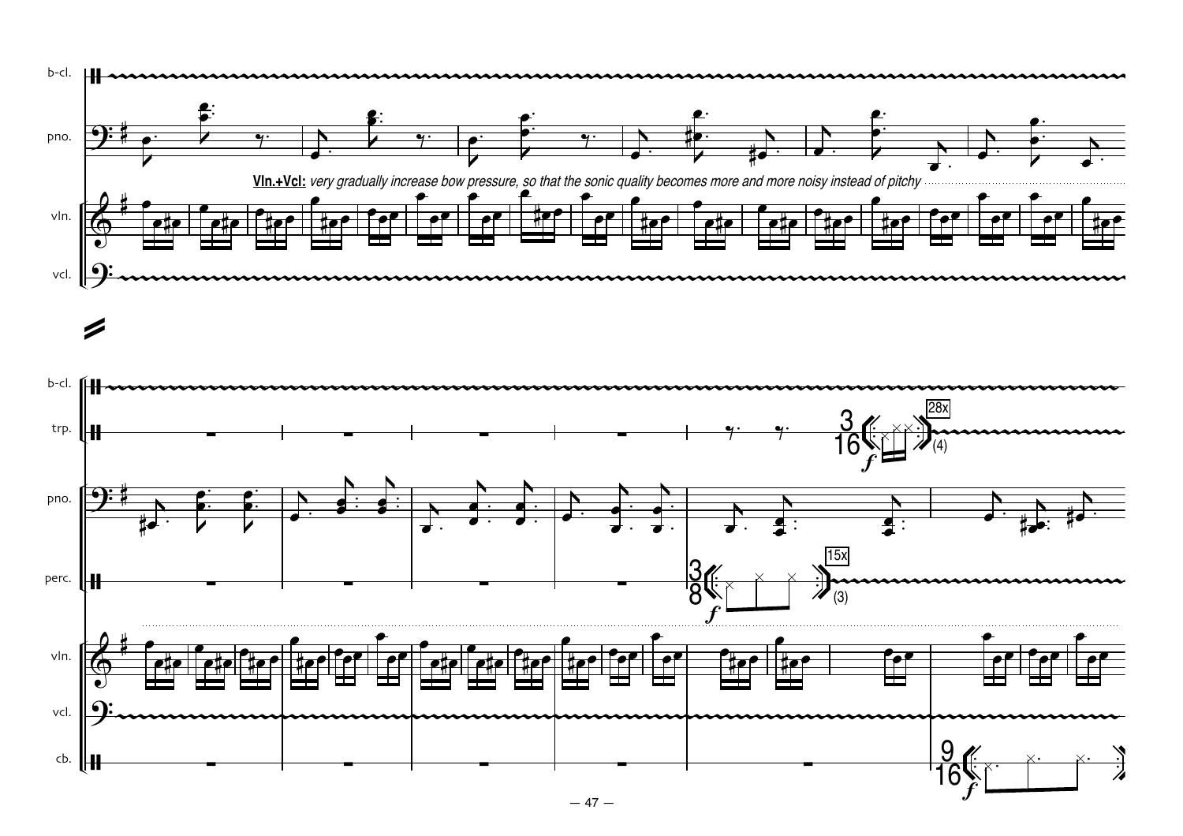b-cl.

pno.

**Vln.+Vcl:** *very gradually increase bow pressure, so that the sonic quality becomes more and more noisy instead of pitchy*

vln.

vcl.

b-cl.

trp.

3
16

28x

(4)

pno.

perc.

3
8

15x

(3)

vln.

vcl.

cb.

9
16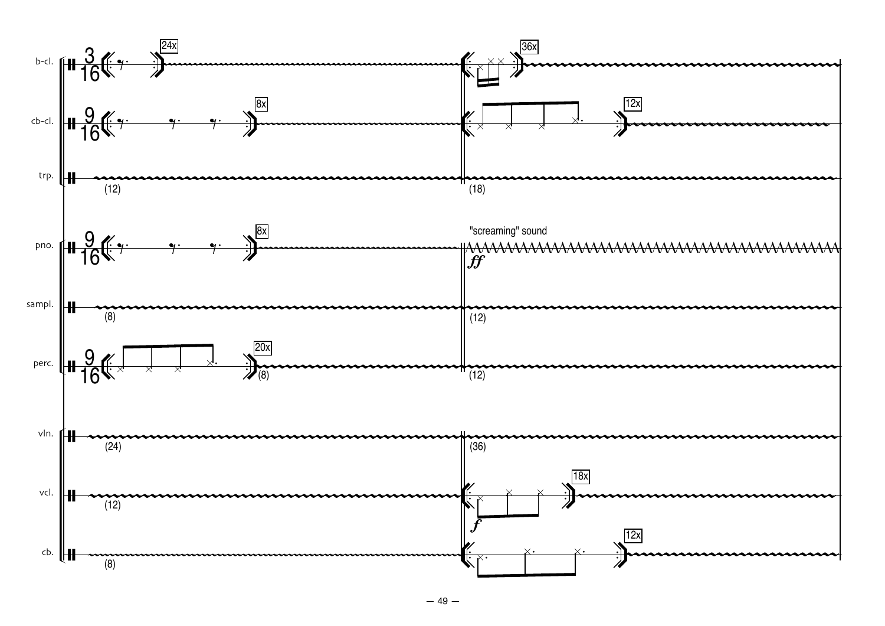b-cl.

cb-cl.

trp.

pno.

sampl.

perc.

vln.

vcl.

cb.

24x

8x

(12)

8x

(8)

20x

(8)

(24)

(12)

(8)

36x

12x

(18)

"screaming" sound

*ff*

(12)

(12)

(36)

18x

*f*

12x